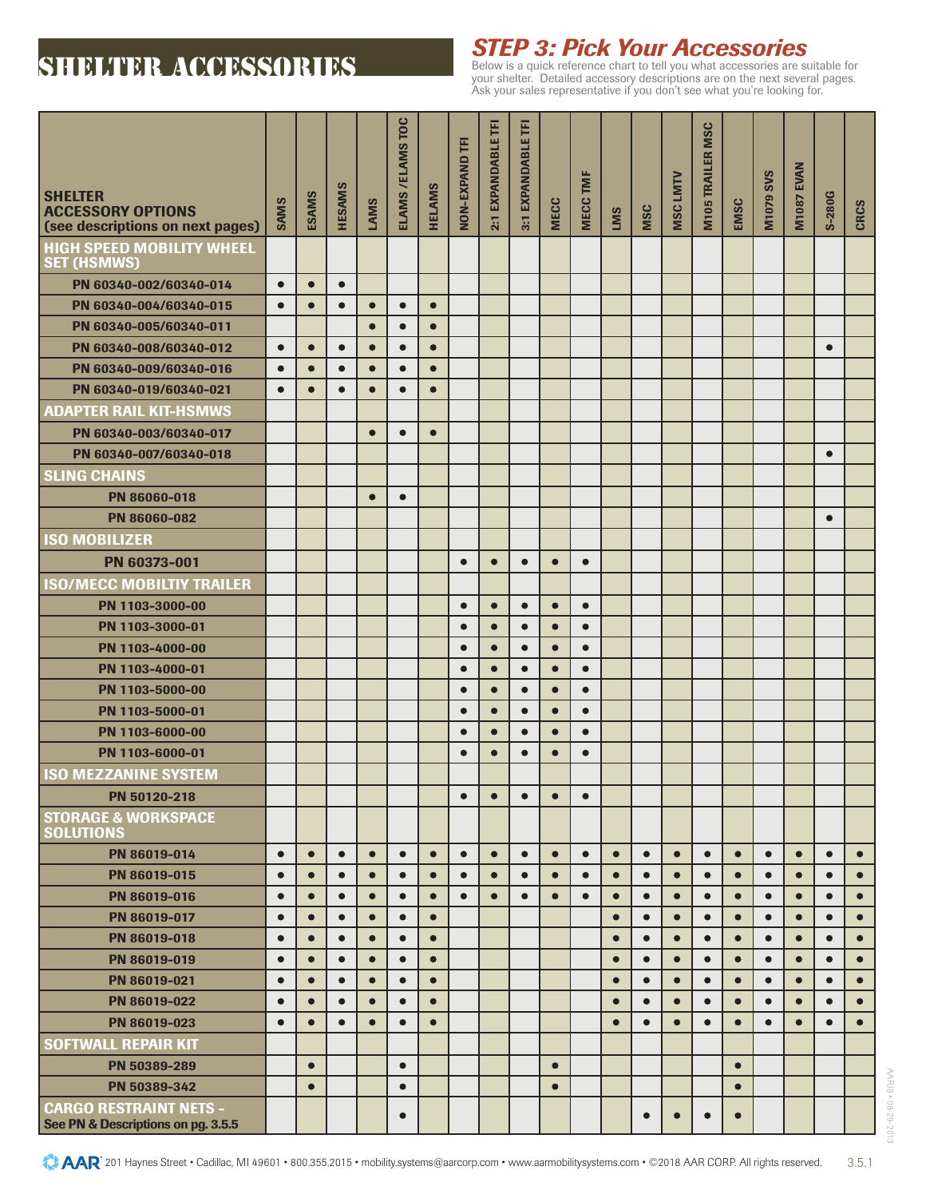# SHELTER ACCESSORIES

## *STEP 3: Pick Your Accessories*

Below is a quick reference chart to tell you what accessories are suitable for your shelter. Detailed accessory descriptions are on the next several pages. Ask your sales representative if you don't see what you're looking for.

| SHELTER ACCESSORY OPTIONS (see descriptions on next pages) | SAMS | ESAMS | HESAMS | LAMS | ELAMS /ELAMS TOC | HELAMS | NON-EXPAND TFI | 2:1 EXPANDABLE TFI | 3:1 EXPANDABLE TFI | MECC | MECC TMF | LMS | MSC | MSC LMTV | M105 TRAILER MSC | EMSC | M1079 SVS | M1087 EVAN | S-280G | CRCS |
|---|---|---|---|---|---|---|---|---|---|---|---|---|---|---|---|---|---|---|---|---|
| **HIGH SPEED MOBILITY WHEEL SET (HSMWS)** | | | | | | | | | | | | | | | | | | | | |
| PN 60340-002/60340-014 | ● | ● | ● | | | | | | | | | | | | | | | | | |
| PN 60340-004/60340-015 | ● | ● | ● | ● | ● | ● | | | | | | | | | | | | | | |
| PN 60340-005/60340-011 | | | | ● | ● | ● | | | | | | | | | | | | | | |
| PN 60340-008/60340-012 | ● | ● | ● | ● | ● | ● | | | | | | | | | | | | | ● | |
| PN 60340-009/60340-016 | ● | ● | ● | ● | ● | ● | | | | | | | | | | | | | | |
| PN 60340-019/60340-021 | ● | ● | ● | ● | ● | ● | | | | | | | | | | | | | | |
| **ADAPTER RAIL KIT-HSMWS** | | | | | | | | | | | | | | | | | | | | |
| PN 60340-003/60340-017 | | | | ● | ● | ● | | | | | | | | | | | | | | |
| PN 60340-007/60340-018 | | | | | | | | | | | | | | | | | | | ● | |
| **SLING CHAINS** | | | | | | | | | | | | | | | | | | | | |
| PN 86060-018 | | | | ● | ● | | | | | | | | | | | | | | | |
| PN 86060-082 | | | | | | | | | | | | | | | | | | | ● | |
| **ISO MOBILIZER** | | | | | | | | | | | | | | | | | | | | |
| PN 60373-001 | | | | | | | ● | ● | ● | ● | ● | | | | | | | | | |
| **ISO/MECC MOBILTIY TRAILER** | | | | | | | | | | | | | | | | | | | | |
| PN 1103-3000-00 | | | | | | | ● | ● | ● | ● | ● | | | | | | | | | |
| PN 1103-3000-01 | | | | | | | ● | ● | ● | ● | ● | | | | | | | | | |
| PN 1103-4000-00 | | | | | | | ● | ● | ● | ● | ● | | | | | | | | | |
| PN 1103-4000-01 | | | | | | | ● | ● | ● | ● | ● | | | | | | | | | |
| PN 1103-5000-00 | | | | | | | ● | ● | ● | ● | ● | | | | | | | | | |
| PN 1103-5000-01 | | | | | | | ● | ● | ● | ● | ● | | | | | | | | | |
| PN 1103-6000-00 | | | | | | | ● | ● | ● | ● | ● | | | | | | | | | |
| PN 1103-6000-01 | | | | | | | ● | ● | ● | ● | ● | | | | | | | | | |
| **ISO MEZZANINE SYSTEM** | | | | | | | | | | | | | | | | | | | | |
| PN 50120-218 | | | | | | | ● | ● | ● | ● | ● | | | | | | | | | |
| **STORAGE & WORKSPACE SOLUTIONS** | | | | | | | | | | | | | | | | | | | | |
| PN 86019-014 | ● | ● | ● | ● | ● | ● | ● | ● | ● | ● | ● | ● | ● | ● | ● | ● | ● | ● | ● | ● |
| PN 86019-015 | ● | ● | ● | ● | ● | ● | ● | ● | ● | ● | ● | ● | ● | ● | ● | ● | ● | ● | ● | ● |
| PN 86019-016 | ● | ● | ● | ● | ● | ● | ● | ● | ● | ● | ● | ● | ● | ● | ● | ● | ● | ● | ● | ● |
| PN 86019-017 | ● | ● | ● | ● | ● | ● | | | | | | ● | ● | ● | ● | ● | ● | ● | ● | ● |
| PN 86019-018 | ● | ● | ● | ● | ● | ● | | | | | | ● | ● | ● | ● | ● | ● | ● | ● | ● |
| PN 86019-019 | ● | ● | ● | ● | ● | ● | | | | | | ● | ● | ● | ● | ● | ● | ● | ● | ● |
| PN 86019-021 | ● | ● | ● | ● | ● | ● | | | | | | ● | ● | ● | ● | ● | ● | ● | ● | ● |
| PN 86019-022 | ● | ● | ● | ● | ● | ● | | | | | | ● | ● | ● | ● | ● | ● | ● | ● | ● |
| PN 86019-023 | ● | ● | ● | ● | ● | ● | | | | | | ● | ● | ● | ● | ● | ● | ● | ● | ● |
| **SOFTWALL REPAIR KIT** | | | | | | | | | | | | | | | | | | | | |
| PN 50389-289 | | ● | | | ● | | | | | ● | | | | | | ● | | | | |
| PN 50389-342 | | ● | | | ● | | | | | ● | | | | | | ● | | | | |
| **CARGO RESTRAINT NETS -** See PN & Descriptions on pg. 3.5.5 | | | | | ● | | | | | | | | ● | ● | ● | ● | | | | |

AAR 201 Haynes Street • Cadillac, MI 49601 • 800.355.2015 • mobility.systems@aarcorp.com • www.aarmobilitysystems.com • ©2018 AAR CORP. All rights reserved.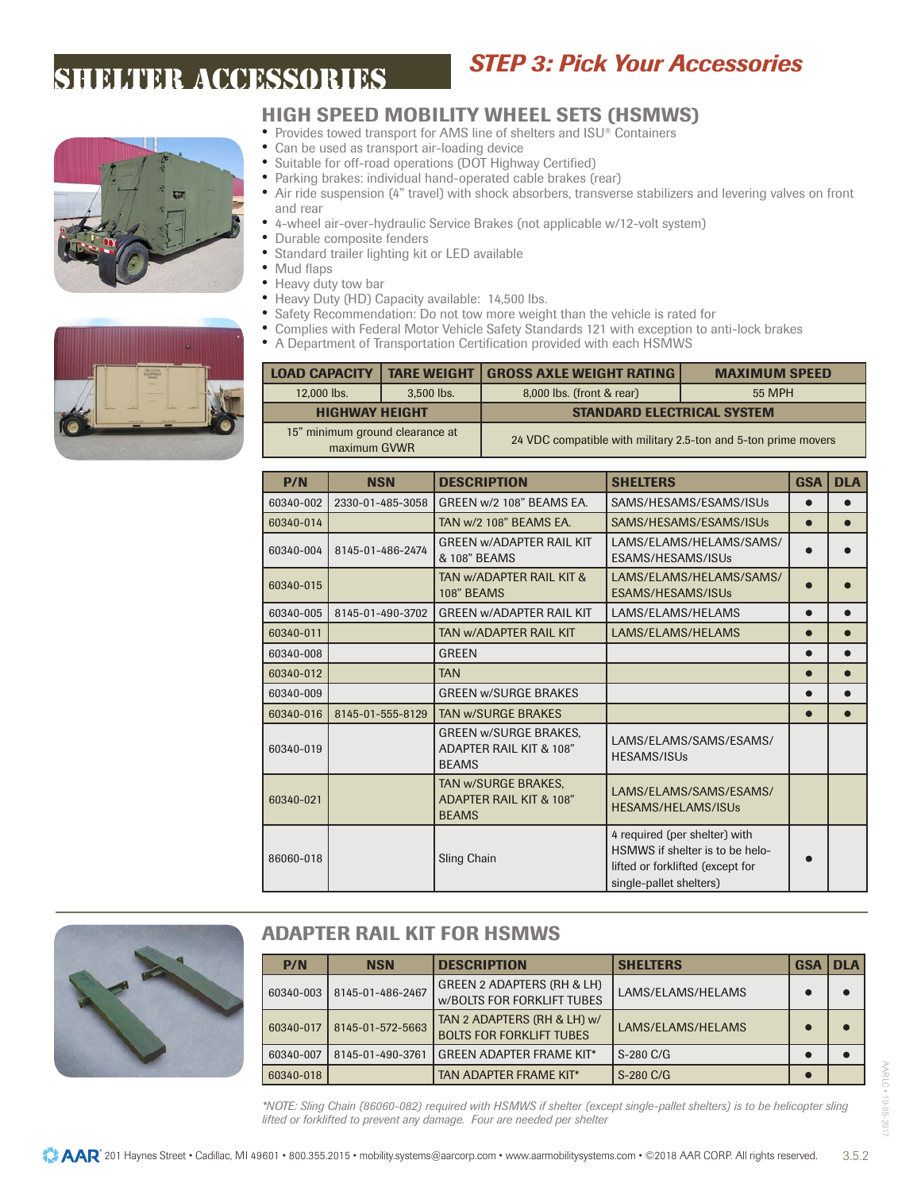# SHELTER ACCESSORIES

## STEP 3: Pick Your Accessories

## HIGH SPEED MOBILITY WHEEL SETS (HSMWS)

- Provides towed transport for AMS line of shelters and ISU® Containers
- Can be used as transport air-loading device
- Suitable for off-road operations (DOT Highway Certified)
- Parking brakes: individual hand-operated cable brakes (rear)
- Air ride suspension (4" travel) with shock absorbers, transverse stabilizers and levering valves on front and rear
- 4-wheel air-over-hydraulic Service Brakes (not applicable w/12-volt system)
- Durable composite fenders
- Standard trailer lighting kit or LED available
- Mud flaps
- Heavy duty tow bar
- Heavy Duty (HD) Capacity available: 14,500 lbs.
- Safety Recommendation: Do not tow more weight than the vehicle is rated for
- Complies with Federal Motor Vehicle Safety Standards 121 with exception to anti-lock brakes
- A Department of Transportation Certification provided with each HSMWS

| LOAD CAPACITY | TARE WEIGHT | GROSS AXLE WEIGHT RATING | MAXIMUM SPEED |
|---|---|---|---|
| 12,000 lbs. | 3,500 lbs. | 8,000 lbs. (front & rear) | 55 MPH |
| **HIGHWAY HEIGHT** | | **STANDARD ELECTRICAL SYSTEM** | |
| 15" minimum ground clearance at maximum GVWR | | 24 VDC compatible with military 2.5-ton and 5-ton prime movers | |

| P/N | NSN | DESCRIPTION | SHELTERS | GSA | DLA |
|---|---|---|---|---|---|
| 60340-002 | 2330-01-485-3058 | GREEN w/2 108" BEAMS EA. | SAMS/HESAMS/ESAMS/ISUs | ● | ● |
| 60340-014 | | TAN w/2 108" BEAMS EA. | SAMS/HESAMS/ESAMS/ISUs | ● | ● |
| 60340-004 | 8145-01-486-2474 | GREEN w/ADAPTER RAIL KIT & 108" BEAMS | LAMS/ELAMS/HELAMS/SAMS/ ESAMS/HESAMS/ISUs | ● | ● |
| 60340-015 | | TAN w/ADAPTER RAIL KIT & 108" BEAMS | LAMS/ELAMS/HELAMS/SAMS/ ESAMS/HESAMS/ISUs | ● | ● |
| 60340-005 | 8145-01-490-3702 | GREEN w/ADAPTER RAIL KIT | LAMS/ELAMS/HELAMS | ● | ● |
| 60340-011 | | TAN w/ADAPTER RAIL KIT | LAMS/ELAMS/HELAMS | ● | ● |
| 60340-008 | | GREEN | | ● | ● |
| 60340-012 | | TAN | | ● | ● |
| 60340-009 | | GREEN w/SURGE BRAKES | | ● | ● |
| 60340-016 | 8145-01-555-8129 | TAN w/SURGE BRAKES | | ● | ● |
| 60340-019 | | GREEN w/SURGE BRAKES, ADAPTER RAIL KIT & 108" BEAMS | LAMS/ELAMS/SAMS/ESAMS/ HESAMS/ISUs | | |
| 60340-021 | | TAN w/SURGE BRAKES, ADAPTER RAIL KIT & 108" BEAMS | LAMS/ELAMS/SAMS/ESAMS/ HESAMS/HELAMS/ISUs | | |
| 86060-018 | | Sling Chain | 4 required (per shelter) with HSMWS if shelter is to be helo-lifted or forklifted (except for single-pallet shelters) | ● | |

## ADAPTER RAIL KIT FOR HSMWS

| P/N | NSN | DESCRIPTION | SHELTERS | GSA | DLA |
|---|---|---|---|---|---|
| 60340-003 | 8145-01-486-2467 | GREEN 2 ADAPTERS (RH & LH) w/BOLTS FOR FORKLIFT TUBES | LAMS/ELAMS/HELAMS | ● | ● |
| 60340-017 | 8145-01-572-5663 | TAN 2 ADAPTERS (RH & LH) w/ BOLTS FOR FORKLIFT TUBES | LAMS/ELAMS/HELAMS | ● | ● |
| 60340-007 | 8145-01-490-3761 | GREEN ADAPTER FRAME KIT* | S-280 C/G | ● | ● |
| 60340-018 | | TAN ADAPTER FRAME KIT* | S-280 C/G | ● | |

*\*NOTE: Sling Chain (86060-082) required with HSMWS if shelter (except single-pallet shelters) is to be helicopter sling lifted or forklifted to prevent any damage. Four are needed per shelter*

AAR 201 Haynes Street • Cadillac, MI 49601 • 800.355.2015 • mobility.systems@aarcorp.com • www.aarmobilitysystems.com • ©2018 AAR CORP. All rights reserved.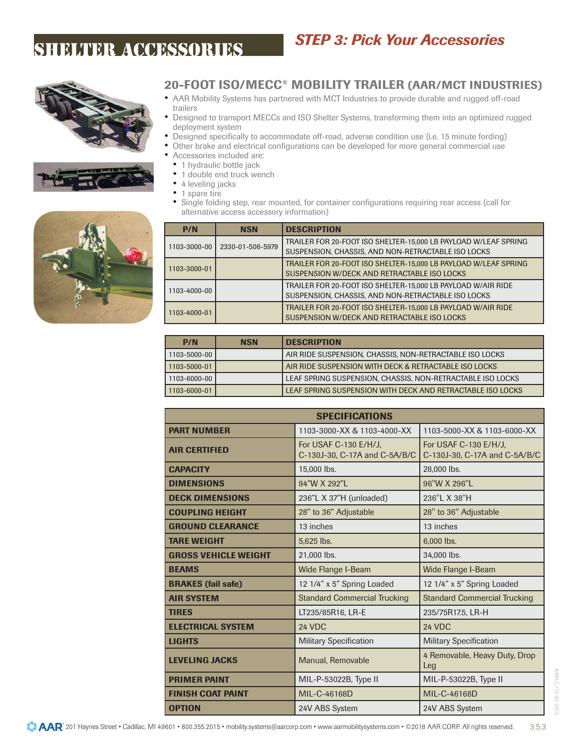# SHELTER ACCESSORIES

## STEP 3: Pick Your Accessories

### 20-FOOT ISO/MECC® MOBILITY TRAILER (AAR/MCT INDUSTRIES)

- AAR Mobility Systems has partnered with MCT Industries to provide durable and rugged off-road trailers
- Designed to transport MECCs and ISO Shelter Systems, transforming them into an optimized rugged deployment system
- Designed specifically to accommodate off-road, adverse condition use (i.e. 15 minute fording)
- Other brake and electrical configurations can be developed for more general commercial use
- Accessories included are:
  - 1 hydraulic bottle jack
  - 1 double end truck wench
  - 4 leveling jacks
  - 1 spare tire
  - Single folding step, rear mounted, for container configurations requiring rear access (call for alternative access accessory information)

| P/N | NSN | DESCRIPTION |
|---|---|---|
| 1103-3000-00 | 2330-01-506-5979 | TRAILER FOR 20-FOOT ISO SHELTER-15,000 LB PAYLOAD W/LEAF SPRING SUSPENSION, CHASSIS, AND NON-RETRACTABLE ISO LOCKS |
| 1103-3000-01 | | TRAILER FOR 20-FOOT ISO SHELTER-15,000 LB PAYLOAD W/LEAF SPRING SUSPENSION W/DECK AND RETRACTABLE ISO LOCKS |
| 1103-4000-00 | | TRAILER FOR 20-FOOT ISO SHELTER-15,000 LB PAYLOAD W/AIR RIDE SUSPENSION, CHASSIS, AND NON-RETRACTABLE ISO LOCKS |
| 1103-4000-01 | | TRAILER FOR 20-FOOT ISO SHELTER-15,000 LB PAYLOAD W/AIR RIDE SUSPENSION W/DECK AND RETRACTABLE ISO LOCKS |

| P/N | NSN | DESCRIPTION |
|---|---|---|
| 1103-5000-00 | | AIR RIDE SUSPENSION, CHASSIS, NON-RETRACTABLE ISO LOCKS |
| 1103-5000-01 | | AIR RIDE SUSPENSION WITH DECK & RETRACTABLE ISO LOCKS |
| 1103-6000-00 | | LEAF SPRING SUSPENSION, CHASSIS, NON-RETRACTABLE ISO LOCKS |
| 1103-6000-01 | | LEAF SPRING SUSPENSION WITH DECK AND RETRACTABLE ISO LOCKS |

| SPECIFICATIONS | | |
|---|---|---|
| **PART NUMBER** | 1103-3000-XX & 1103-4000-XX | 1103-5000-XX & 1103-6000-XX |
| **AIR CERTIFIED** | For USAF C-130 E/H/J, C-130J-30, C-17A and C-5A/B/C | For USAF C-130 E/H/J, C-130J-30, C-17A and C-5A/B/C |
| **CAPACITY** | 15,000 lbs. | 28,000 lbs. |
| **DIMENSIONS** | 94"W X 292"L | 96"W X 296"L |
| **DECK DIMENSIONS** | 236"L X 37"H (unloaded) | 236"L X 38"H |
| **COUPLING HEIGHT** | 28" to 36" Adjustable | 28" to 36" Adjustable |
| **GROUND CLEARANCE** | 13 inches | 13 inches |
| **TARE WEIGHT** | 5,625 lbs. | 6,000 lbs. |
| **GROSS VEHICLE WEIGHT** | 21,000 lbs. | 34,000 lbs. |
| **BEAMS** | Wide Flange I-Beam | Wide Flange I-Beam |
| **BRAKES (fail safe)** | 12 1/4" x 5" Spring Loaded | 12 1/4" x 5" Spring Loaded |
| **AIR SYSTEM** | Standard Commercial Trucking | Standard Commercial Trucking |
| **TIRES** | LT235/85R16, LR-E | 235/75R17.5, LR-H |
| **ELECTRICAL SYSTEM** | 24 VDC | 24 VDC |
| **LIGHTS** | Military Specification | Military Specification |
| **LEVELING JACKS** | Manual, Removable | 4 Removable, Heavy Duty, Drop Leg |
| **PRIMER PAINT** | MIL-P-53022B, Type II | MIL-P-53022B, Type II |
| **FINISH COAT PAINT** | MIL-C-46168D | MIL-C-46168D |
| **OPTION** | 24V ABS System | 24V ABS System |

AAR 201 Haynes Street • Cadillac, MI 49601 • 800.355.2015 • mobility.systems@aarcorp.com • www.aarmobilitysystems.com • ©2018 AAR CORP. All rights reserved.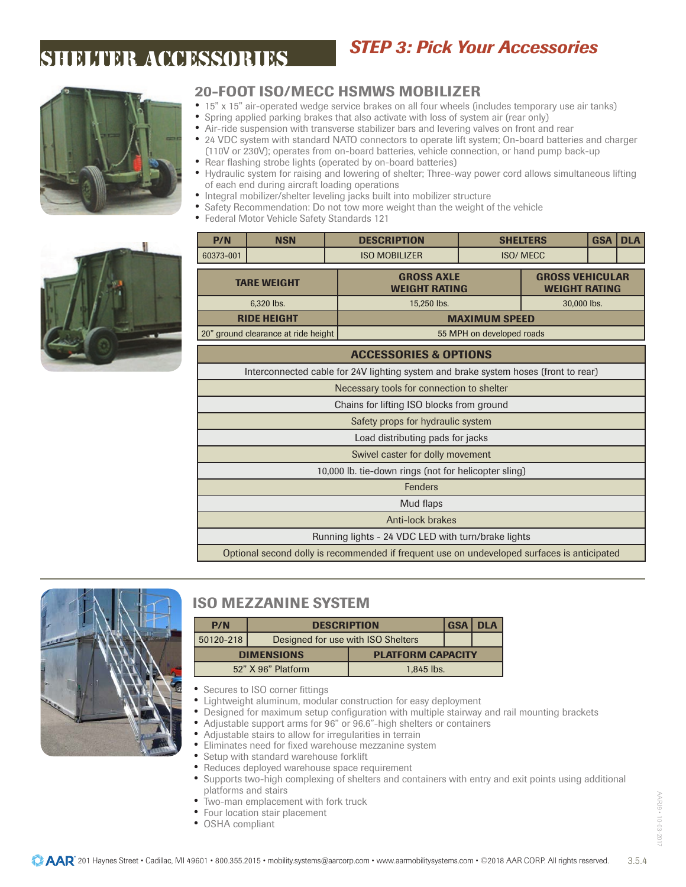# SHELTER ACCESSORIES

## STEP 3: Pick Your Accessories

## 20-FOOT ISO/MECC HSMWS MOBILIZER

- 15" x 15" air-operated wedge service brakes on all four wheels (includes temporary use air tanks)
- Spring applied parking brakes that also activate with loss of system air (rear only)
- Air-ride suspension with transverse stabilizer bars and levering valves on front and rear
- 24 VDC system with standard NATO connectors to operate lift system; On-board batteries and charger (110V or 230V); operates from on-board batteries, vehicle connection, or hand pump back-up
- Rear flashing strobe lights (operated by on-board batteries)
- Hydraulic system for raising and lowering of shelter; Three-way power cord allows simultaneous lifting of each end during aircraft loading operations
- Integral mobilizer/shelter leveling jacks built into mobilizer structure
- Safety Recommendation: Do not tow more weight than the weight of the vehicle
- Federal Motor Vehicle Safety Standards 121

| P/N | NSN | DESCRIPTION | SHELTERS | GSA | DLA |
|---|---|---|---|---|---|
| 60373-001 | | ISO MOBILIZER | ISO/ MECC | | |

| TARE WEIGHT | GROSS AXLE WEIGHT RATING | GROSS VEHICULAR WEIGHT RATING |
|---|---|---|
| 6,320 lbs. | 15,250 lbs. | 30,000 lbs. |
| **RIDE HEIGHT** | **MAXIMUM SPEED** | |
| 20" ground clearance at ride height | 55 MPH on developed roads | |

| ACCESSORIES & OPTIONS |
|---|
| Interconnected cable for 24V lighting system and brake system hoses (front to rear) |
| Necessary tools for connection to shelter |
| Chains for lifting ISO blocks from ground |
| Safety props for hydraulic system |
| Load distributing pads for jacks |
| Swivel caster for dolly movement |
| 10,000 lb. tie-down rings (not for helicopter sling) |
| Fenders |
| Mud flaps |
| Anti-lock brakes |
| Running lights - 24 VDC LED with turn/brake lights |
| Optional second dolly is recommended if frequent use on undeveloped surfaces is anticipated |

## ISO MEZZANINE SYSTEM

| P/N | DESCRIPTION | GSA | DLA |
|---|---|---|---|
| 50120-218 | Designed for use with ISO Shelters | | |

| DIMENSIONS | PLATFORM CAPACITY |
|---|---|
| 52" X 96" Platform | 1,845 lbs. |

- Secures to ISO corner fittings
- Lightweight aluminum, modular construction for easy deployment
- Designed for maximum setup configuration with multiple stairway and rail mounting brackets
- Adjustable support arms for 96" or 96.6"-high shelters or containers
- Adjustable stairs to allow for irregularities in terrain
- Eliminates need for fixed warehouse mezzanine system
- Setup with standard warehouse forklift
- Reduces deployed warehouse space requirement
- Supports two-high complexing of shelters and containers with entry and exit points using additional platforms and stairs
- Two-man emplacement with fork truck
- Four location stair placement
- OSHA compliant

AAR 201 Haynes Street • Cadillac, MI 49601 • 800.355.2015 • mobility.systems@aarcorp.com • www.aarmobilitysystems.com • ©2018 AAR CORP. All rights reserved.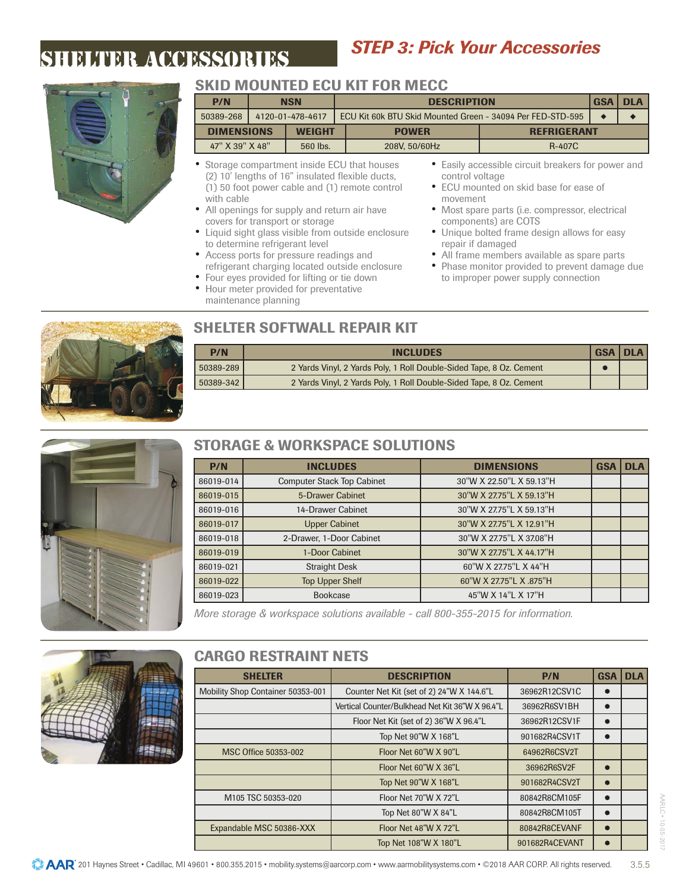# SHELTER ACCESSORIES

## STEP 3: Pick Your Accessories

### SKID MOUNTED ECU KIT FOR MECC

| P/N | NSN | DESCRIPTION | GSA | DLA |
|---|---|---|---|---|
| 50389-268 | 4120-01-478-4617 | ECU Kit 60k BTU Skid Mounted Green - 34094 Per FED-STD-595 | ◆ | ◆ |

| DIMENSIONS | WEIGHT | POWER | REFRIGERANT |
|---|---|---|---|
| 47" X 39" X 48" | 560 lbs. | 208V, 50/60Hz | R-407C |

- Storage compartment inside ECU that houses (2) 10' lengths of 16" insulated flexible ducts, (1) 50 foot power cable and (1) remote control with cable
- All openings for supply and return air have covers for transport or storage
- Liquid sight glass visible from outside enclosure to determine refrigerant level
- Access ports for pressure readings and refrigerant charging located outside enclosure
- Four eyes provided for lifting or tie down
- Hour meter provided for preventative maintenance planning
- Easily accessible circuit breakers for power and control voltage
- ECU mounted on skid base for ease of movement
- Most spare parts (i.e. compressor, electrical components) are COTS
- Unique bolted frame design allows for easy repair if damaged
- All frame members available as spare parts
- Phase monitor provided to prevent damage due to improper power supply connection

### SHELTER SOFTWALL REPAIR KIT

| P/N | INCLUDES | GSA | DLA |
|---|---|---|---|
| 50389-289 | 2 Yards Vinyl, 2 Yards Poly, 1 Roll Double-Sided Tape, 8 Oz. Cement | ● | |
| 50389-342 | 2 Yards Vinyl, 2 Yards Poly, 1 Roll Double-Sided Tape, 8 Oz. Cement | | |

### STORAGE & WORKSPACE SOLUTIONS

| P/N | INCLUDES | DIMENSIONS | GSA | DLA |
|---|---|---|---|---|
| 86019-014 | Computer Stack Top Cabinet | 30"W X 22.50"L X 59.13"H | | |
| 86019-015 | 5-Drawer Cabinet | 30"W X 27.75"L X 59.13"H | | |
| 86019-016 | 14-Drawer Cabinet | 30"W X 27.75"L X 59.13"H | | |
| 86019-017 | Upper Cabinet | 30"W X 27.75"L X 12.91"H | | |
| 86019-018 | 2-Drawer, 1-Door Cabinet | 30"W X 27.75"L X 37.08"H | | |
| 86019-019 | 1-Door Cabinet | 30"W X 27.75"L X 44.17"H | | |
| 86019-021 | Straight Desk | 60"W X 27.75"L X 44"H | | |
| 86019-022 | Top Upper Shelf | 60"W X 27.75"L X .875"H | | |
| 86019-023 | Bookcase | 45"W X 14"L X 17"H | | |

*More storage & workspace solutions available - call 800-355-2015 for information.*

### CARGO RESTRAINT NETS

| SHELTER | DESCRIPTION | P/N | GSA | DLA |
|---|---|---|---|---|
| Mobility Shop Container 50353-001 | Counter Net Kit (set of 2) 24"W X 144.6"L | 36962R12CSV1C | ● | |
| | Vertical Counter/Bulkhead Net Kit 36"W X 96.4"L | 36962R6SV1BH | ● | |
| | Floor Net Kit (set of 2) 36"W X 96.4"L | 36962R12CSV1F | ● | |
| | Top Net 90"W X 168"L | 901682R4CSV1T | ● | |
| MSC Office 50353-002 | Floor Net 60"W X 90"L | 64962R6CSV2T | | |
| | Floor Net 60"W X 36"L | 36962R6SV2F | ● | |
| | Top Net 90"W X 168"L | 901682R4CSV2T | ● | |
| M105 TSC 50353-020 | Floor Net 70"W X 72"L | 80842R8CM105F | ● | |
| | Top Net 80"W X 84"L | 80842R8CM105T | ● | |
| Expandable MSC 50386-XXX | Floor Net 48"W X 72"L | 80842R8CEVANF | ● | |
| | Top Net 108"W X 180"L | 901682R4CEVANT | ● | |

AAR 201 Haynes Street • Cadillac, MI 49601 • 800.355.2015 • mobility.systems@aarcorp.com • www.aarmobilitysystems.com • ©2018 AAR CORP. All rights reserved.